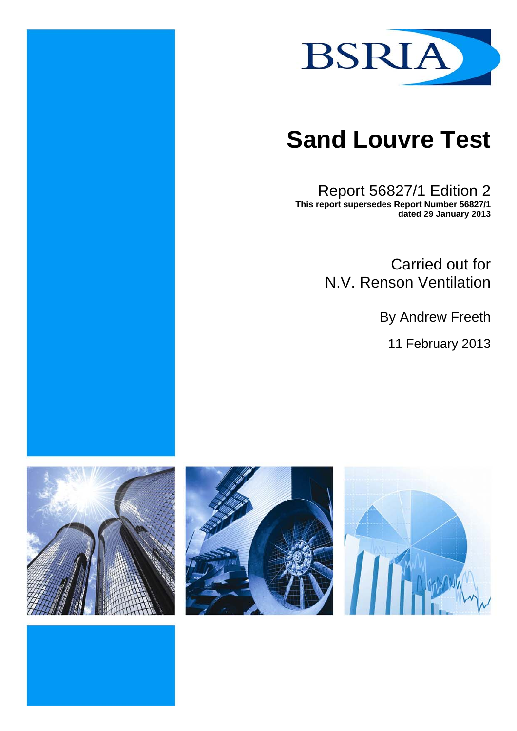BSRIA

# Sand Louvre Test

Report 56827/1 Edition 2

**This report supersedes Report Number 56827/1 dated 29 January 2013**

Carried out for
N.V. Renson Ventilation

By Andrew Freeth

11 February 2013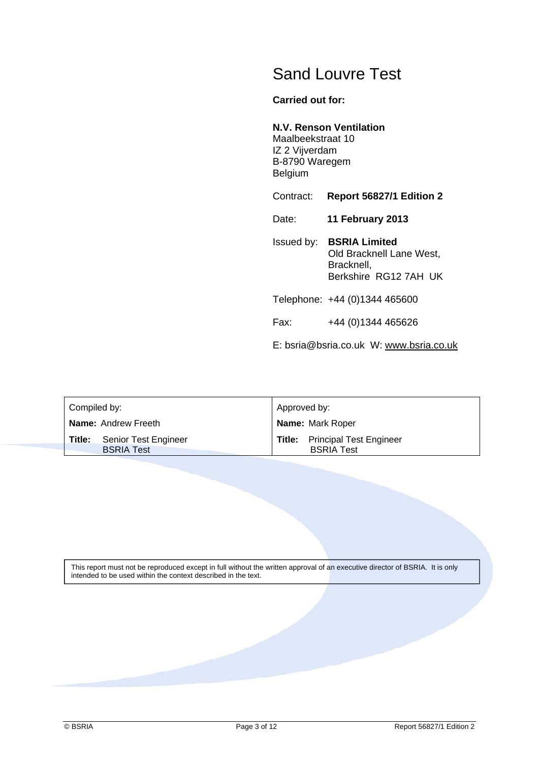# Sand Louvre Test

**Carried out for:**

**N.V. Renson Ventilation**
Maalbeekstraat 10
IZ 2 Vijverdam
B-8790 Waregem
Belgium

Contract: **Report 56827/1 Edition 2**

Date: **11 February 2013**

Issued by: **BSRIA Limited**
Old Bracknell Lane West,
Bracknell,
Berkshire RG12 7AH UK

Telephone: +44 (0)1344 465600

Fax: +44 (0)1344 465626

E: bsria@bsria.co.uk W: www.bsria.co.uk

| Compiled by: | Approved by: |
|---|---|
| **Name:** Andrew Freeth | **Name:** Mark Roper |
| **Title:** Senior Test Engineer BSRIA Test | **Title:** Principal Test Engineer BSRIA Test |

This report must not be reproduced except in full without the written approval of an executive director of BSRIA. It is only intended to be used within the context described in the text.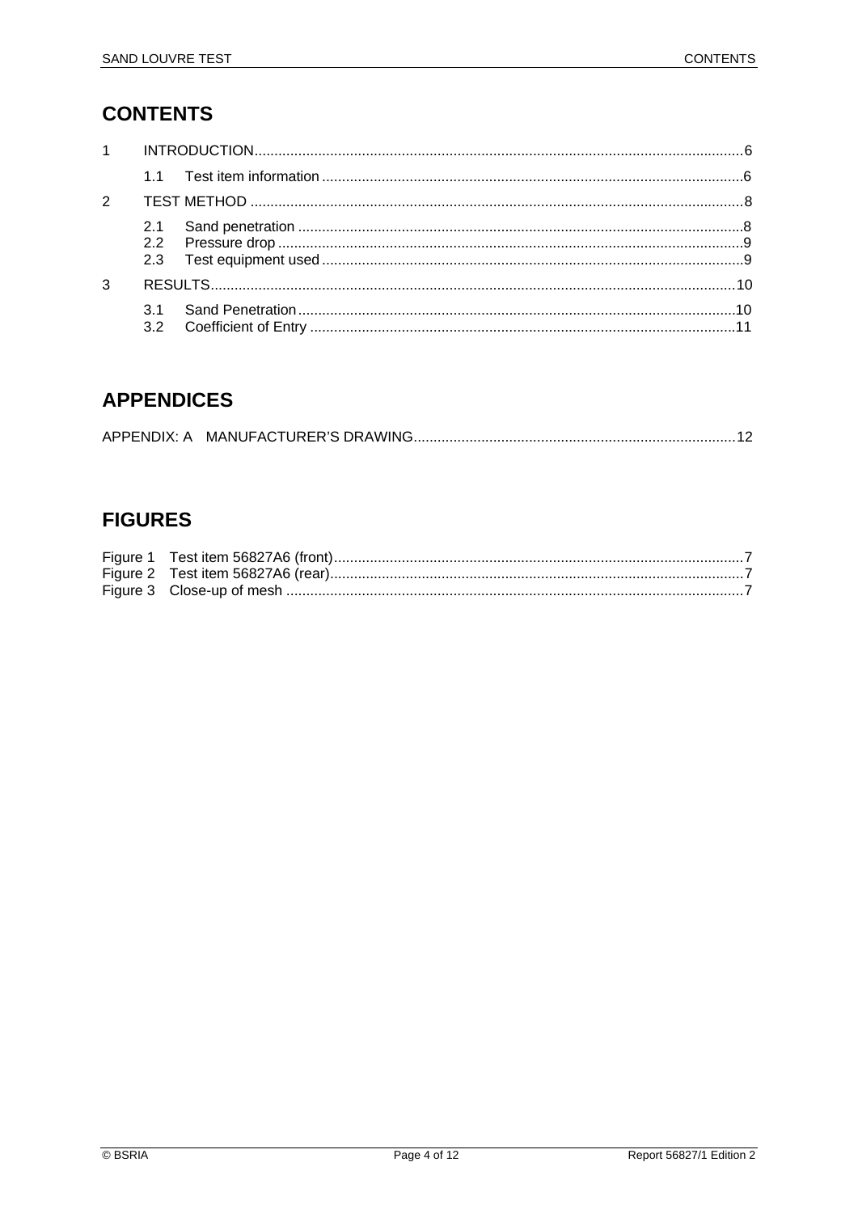## CONTENTS

1 INTRODUCTION ........................................................................................................ 6

 1.1 Test item information ......................................................................................... 6

2 TEST METHOD .......................................................................................................... 8

 2.1 Sand penetration ................................................................................................ 8
 2.2 Pressure drop ..................................................................................................... 9
 2.3 Test equipment used .......................................................................................... 9

3 RESULTS ................................................................................................................... 10

 3.1 Sand Penetration ................................................................................................ 10
 3.2 Coefficient of Entry ............................................................................................ 11

## APPENDICES

APPENDIX: A MANUFACTURER'S DRAWING ................................................................. 12

## FIGURES

Figure 1 Test item 56827A6 (front) ........................................................................... 7
Figure 2 Test item 56827A6 (rear) ............................................................................ 7
Figure 3 Close-up of mesh ......................................................................................... 7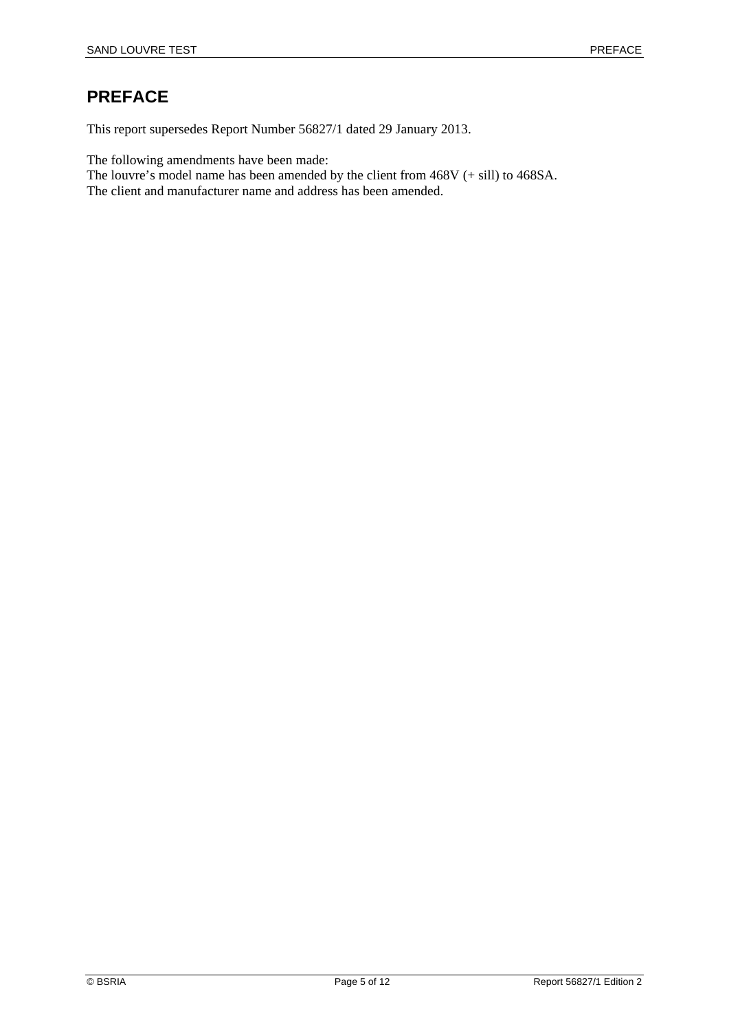# PREFACE

This report supersedes Report Number 56827/1 dated 29 January 2013.

The following amendments have been made:
The louvre's model name has been amended by the client from 468V (+ sill) to 468SA.
The client and manufacturer name and address has been amended.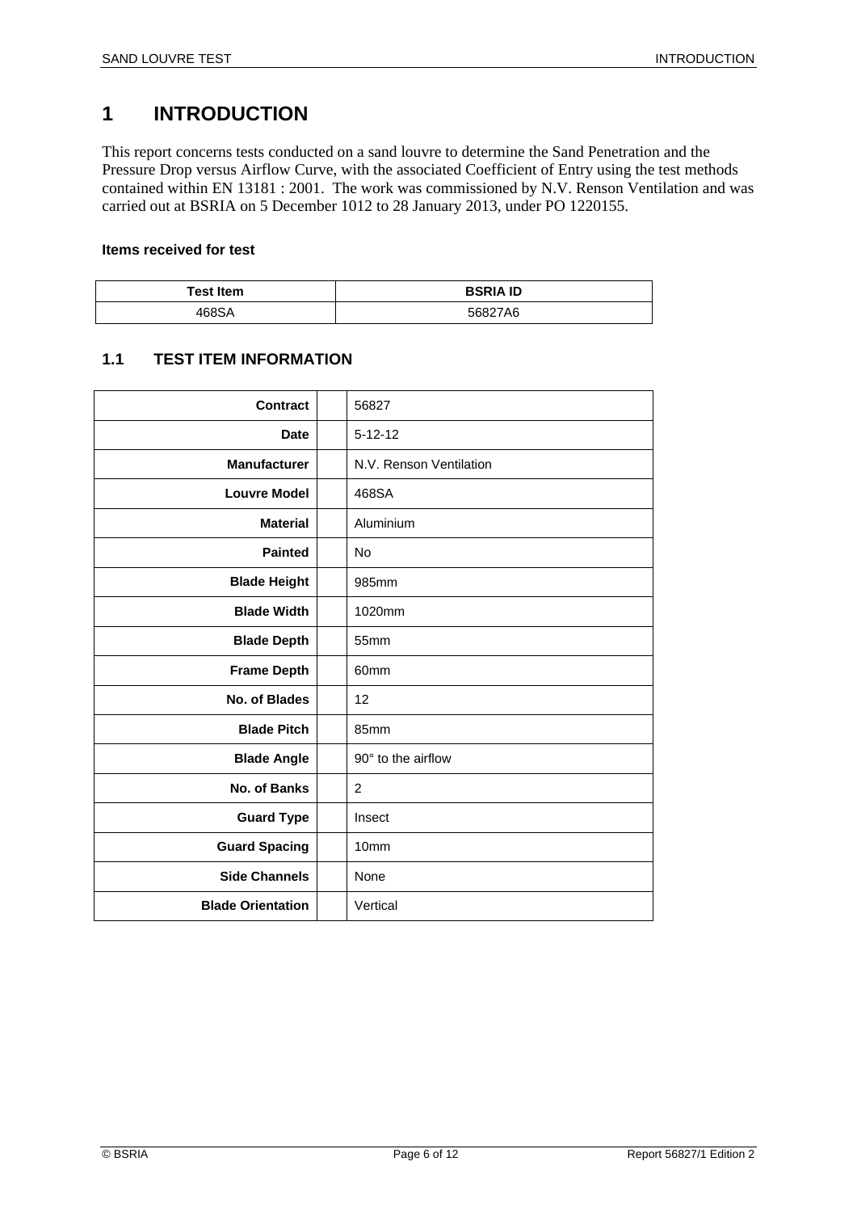# 1 INTRODUCTION

This report concerns tests conducted on a sand louvre to determine the Sand Penetration and the Pressure Drop versus Airflow Curve, with the associated Coefficient of Entry using the test methods contained within EN 13181 : 2001. The work was commissioned by N.V. Renson Ventilation and was carried out at BSRIA on 5 December 1012 to 28 January 2013, under PO 1220155.

**Items received for test**

| Test Item | BSRIA ID |
|---|---|
| 468SA | 56827A6 |

## 1.1 TEST ITEM INFORMATION

| | | |
|---|---|---|
| **Contract** | | 56827 |
| **Date** | | 5-12-12 |
| **Manufacturer** | | N.V. Renson Ventilation |
| **Louvre Model** | | 468SA |
| **Material** | | Aluminium |
| **Painted** | | No |
| **Blade Height** | | 985mm |
| **Blade Width** | | 1020mm |
| **Blade Depth** | | 55mm |
| **Frame Depth** | | 60mm |
| **No. of Blades** | | 12 |
| **Blade Pitch** | | 85mm |
| **Blade Angle** | | 90° to the airflow |
| **No. of Banks** | | 2 |
| **Guard Type** | | Insect |
| **Guard Spacing** | | 10mm |
| **Side Channels** | | None |
| **Blade Orientation** | | Vertical |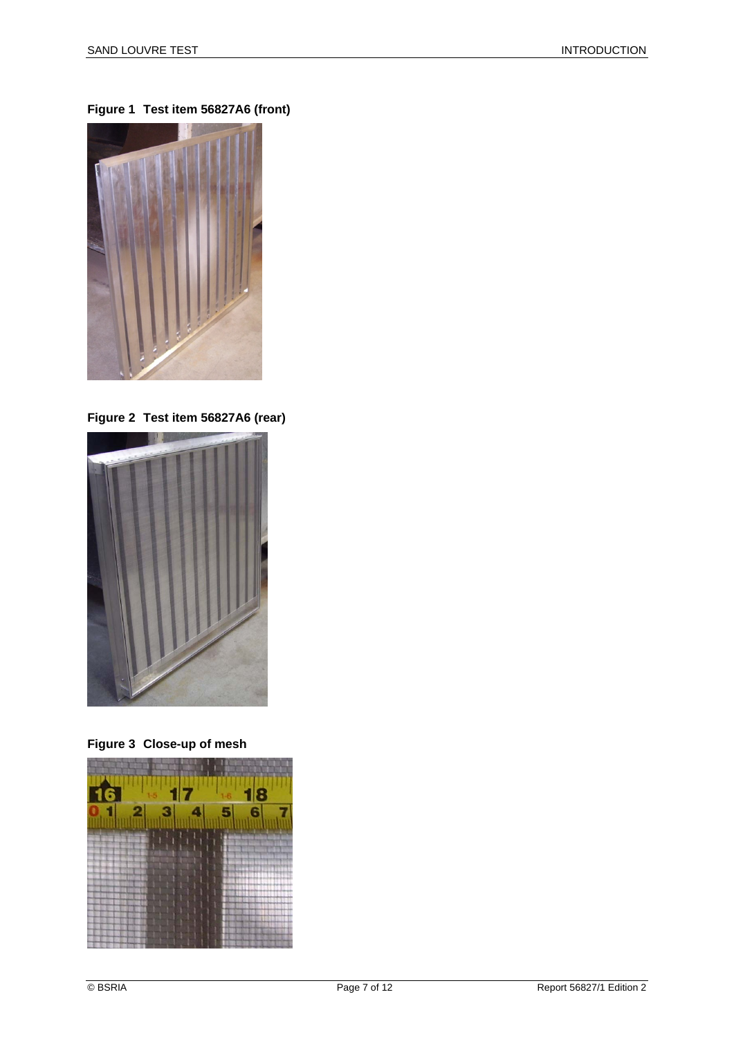**Figure 1 Test item 56827A6 (front)**

**Figure 2 Test item 56827A6 (rear)**

**Figure 3 Close-up of mesh**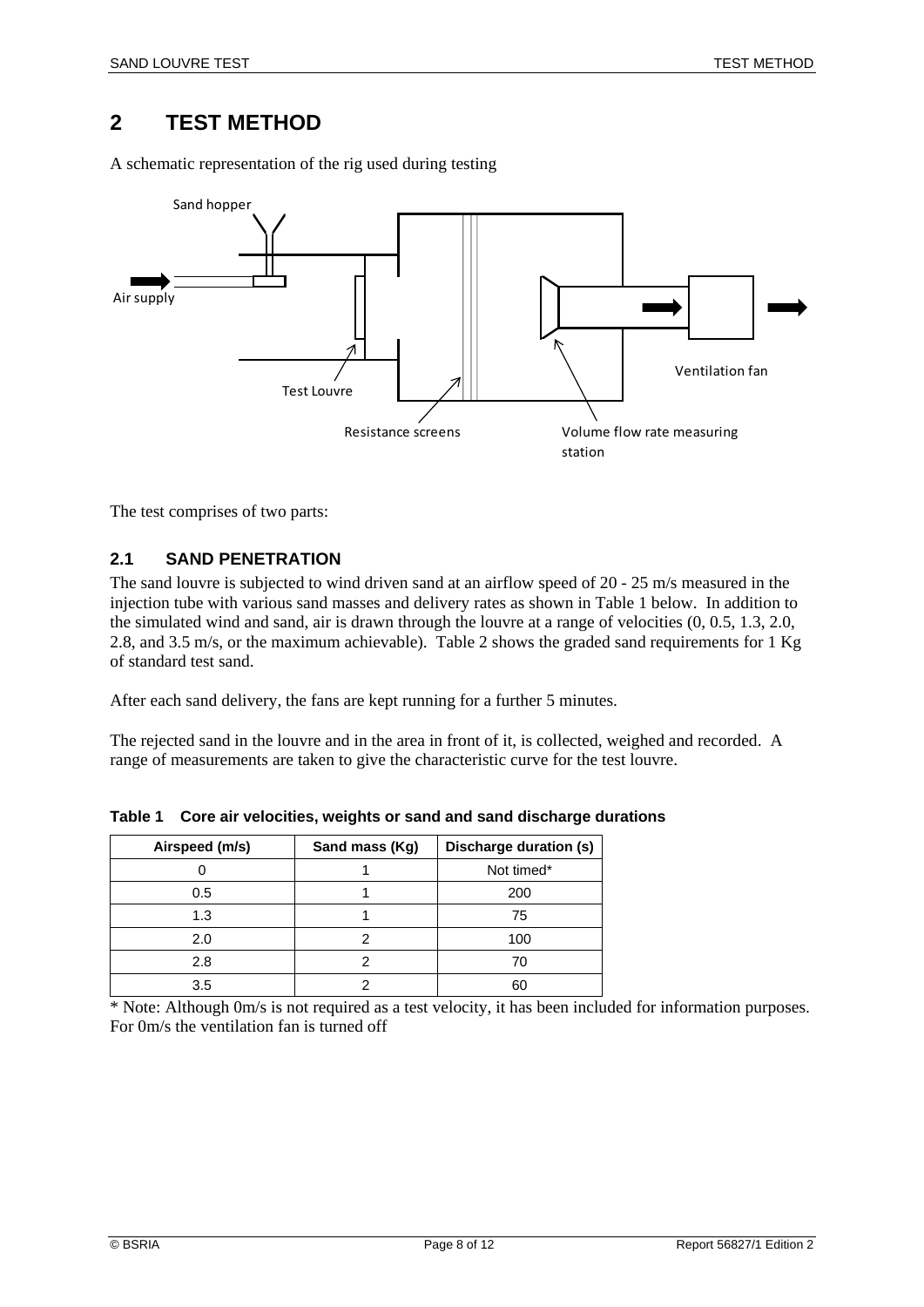# 2 TEST METHOD

A schematic representation of the rig used during testing

The test comprises of two parts:

## 2.1 SAND PENETRATION

The sand louvre is subjected to wind driven sand at an airflow speed of 20 - 25 m/s measured in the injection tube with various sand masses and delivery rates as shown in Table 1 below. In addition to the simulated wind and sand, air is drawn through the louvre at a range of velocities (0, 0.5, 1.3, 2.0, 2.8, and 3.5 m/s, or the maximum achievable). Table 2 shows the graded sand requirements for 1 Kg of standard test sand.

After each sand delivery, the fans are kept running for a further 5 minutes.

The rejected sand in the louvre and in the area in front of it, is collected, weighed and recorded. A range of measurements are taken to give the characteristic curve for the test louvre.

**Table 1 Core air velocities, weights or sand and sand discharge durations**

| Airspeed (m/s) | Sand mass (Kg) | Discharge duration (s) |
|---|---|---|
| 0 | 1 | Not timed* |
| 0.5 | 1 | 200 |
| 1.3 | 1 | 75 |
| 2.0 | 2 | 100 |
| 2.8 | 2 | 70 |
| 3.5 | 2 | 60 |

* Note: Although 0m/s is not required as a test velocity, it has been included for information purposes. For 0m/s the ventilation fan is turned off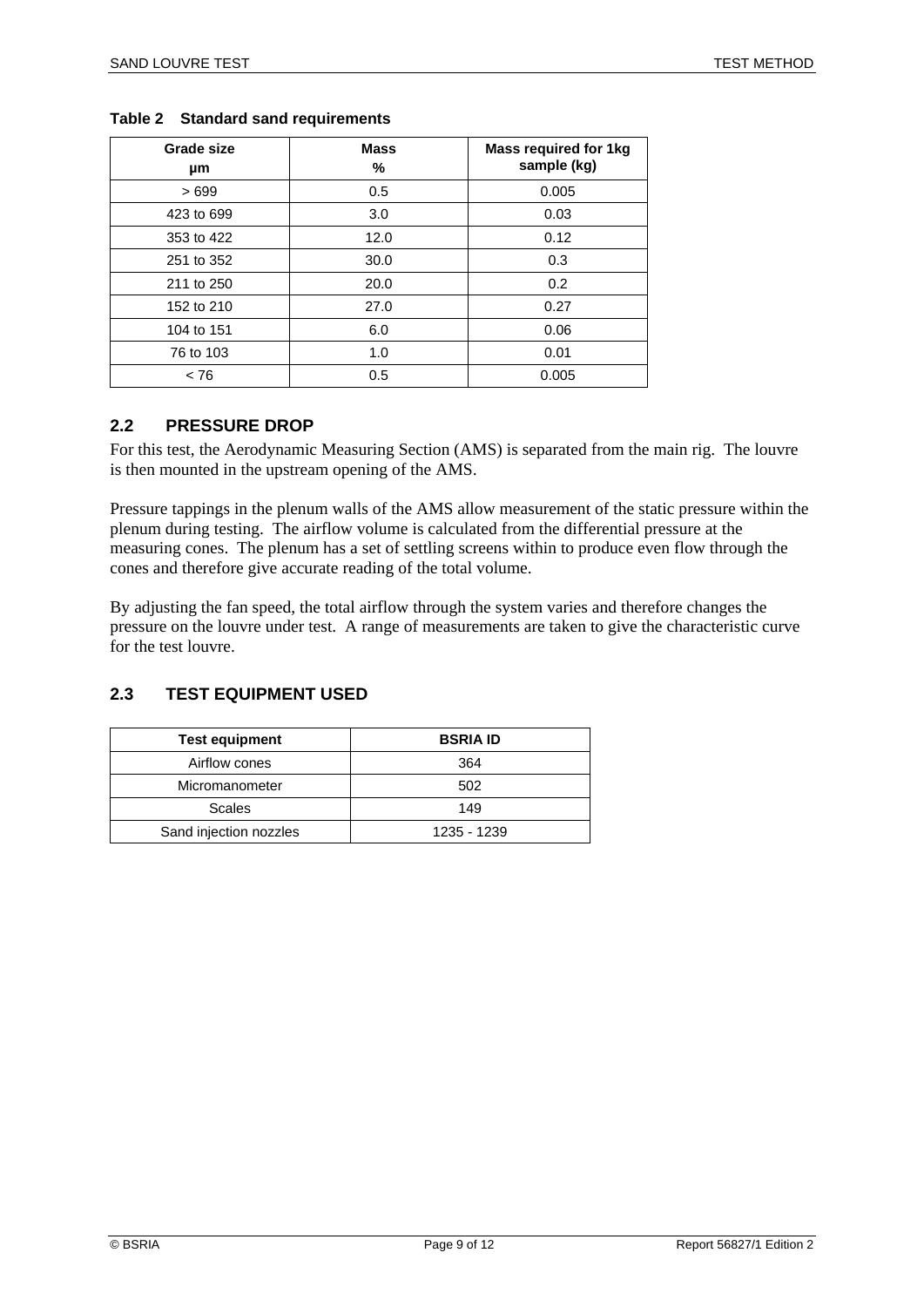**Table 2 Standard sand requirements**

| Grade size µm | Mass % | Mass required for 1kg sample (kg) |
|---|---|---|
| > 699 | 0.5 | 0.005 |
| 423 to 699 | 3.0 | 0.03 |
| 353 to 422 | 12.0 | 0.12 |
| 251 to 352 | 30.0 | 0.3 |
| 211 to 250 | 20.0 | 0.2 |
| 152 to 210 | 27.0 | 0.27 |
| 104 to 151 | 6.0 | 0.06 |
| 76 to 103 | 1.0 | 0.01 |
| < 76 | 0.5 | 0.005 |

## 2.2 PRESSURE DROP

For this test, the Aerodynamic Measuring Section (AMS) is separated from the main rig. The louvre is then mounted in the upstream opening of the AMS.

Pressure tappings in the plenum walls of the AMS allow measurement of the static pressure within the plenum during testing. The airflow volume is calculated from the differential pressure at the measuring cones. The plenum has a set of settling screens within to produce even flow through the cones and therefore give accurate reading of the total volume.

By adjusting the fan speed, the total airflow through the system varies and therefore changes the pressure on the louvre under test. A range of measurements are taken to give the characteristic curve for the test louvre.

## 2.3 TEST EQUIPMENT USED

| Test equipment | BSRIA ID |
|---|---|
| Airflow cones | 364 |
| Micromanometer | 502 |
| Scales | 149 |
| Sand injection nozzles | 1235 - 1239 |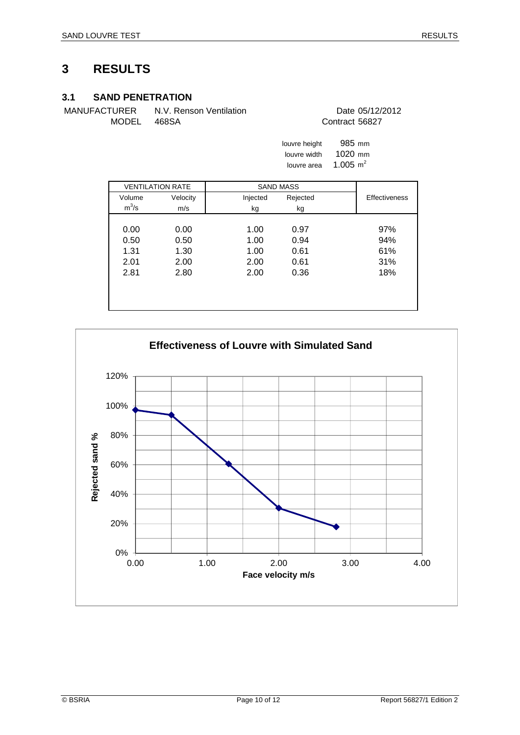# 3 RESULTS

## 3.1 SAND PENETRATION

MANUFACTURER N.V. Renson Ventilation

MODEL 468SA

Date 05/12/2012

Contract 56827

louvre height 985 mm

louvre width 1020 mm

louvre area 1.005 $m^2$

| VENTILATION RATE | | SAND MASS | | |
|---|---|---|---|---|
| Volume $m^3/s$ | Velocity m/s | Injected kg | Rejected kg | Effectiveness |
| 0.00 | 0.00 | 1.00 | 0.97 | 97% |
| 0.50 | 0.50 | 1.00 | 0.94 | 94% |
| 1.31 | 1.30 | 1.00 | 0.61 | 61% |
| 2.01 | 2.00 | 2.00 | 0.61 | 31% |
| 2.81 | 2.80 | 2.00 | 0.36 | 18% |

**Effectiveness of Louvre with Simulated Sand**

| Face velocity m/s | Rejected sand % |
|---|---|
| 0.00 | 97% |
| 0.50 | 94% |
| 1.30 | 61% |
| 2.00 | 31% |
| 2.80 | 18% |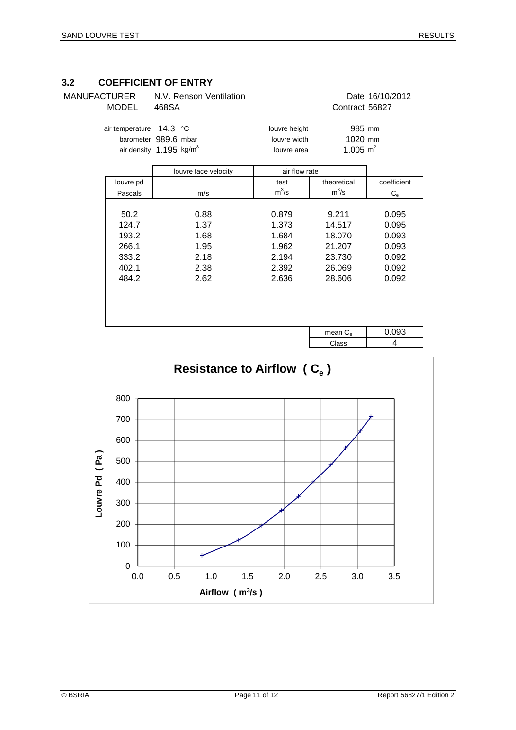## 3.2 COEFFICIENT OF ENTRY

MANUFACTURER N.V. Renson Ventilation  
MODEL 468SA

Date 16/10/2012  
Contract 56827

air temperature 14.3 °C  
barometer 989.6 mbar  
air density 1.195 $kg/m^3$

louvre height 985 mm  
louvre width 1020 mm  
louvre area 1.005 $m^2$

| | louvre face velocity | air flow rate | | |
|---|---|---|---|---|
| louvre pd | | test | theoretical | coefficient |
| Pascals | m/s | $m^3/s$ | $m^3/s$ | $C_e$ |
| 50.2 | 0.88 | 0.879 | 9.211 | 0.095 |
| 124.7 | 1.37 | 1.373 | 14.517 | 0.095 |
| 193.2 | 1.68 | 1.684 | 18.070 | 0.093 |
| 266.1 | 1.95 | 1.962 | 21.207 | 0.093 |
| 333.2 | 2.18 | 2.194 | 23.730 | 0.092 |
| 402.1 | 2.38 | 2.392 | 26.069 | 0.092 |
| 484.2 | 2.62 | 2.636 | 28.606 | 0.092 |
| | | | mean $C_e$ | 0.093 |
| | | | Class | 4 |

**Resistance to Airflow ( $C_e$ )**

Louvre Pd ( Pa ) vs Airflow ( $m^3/s$ )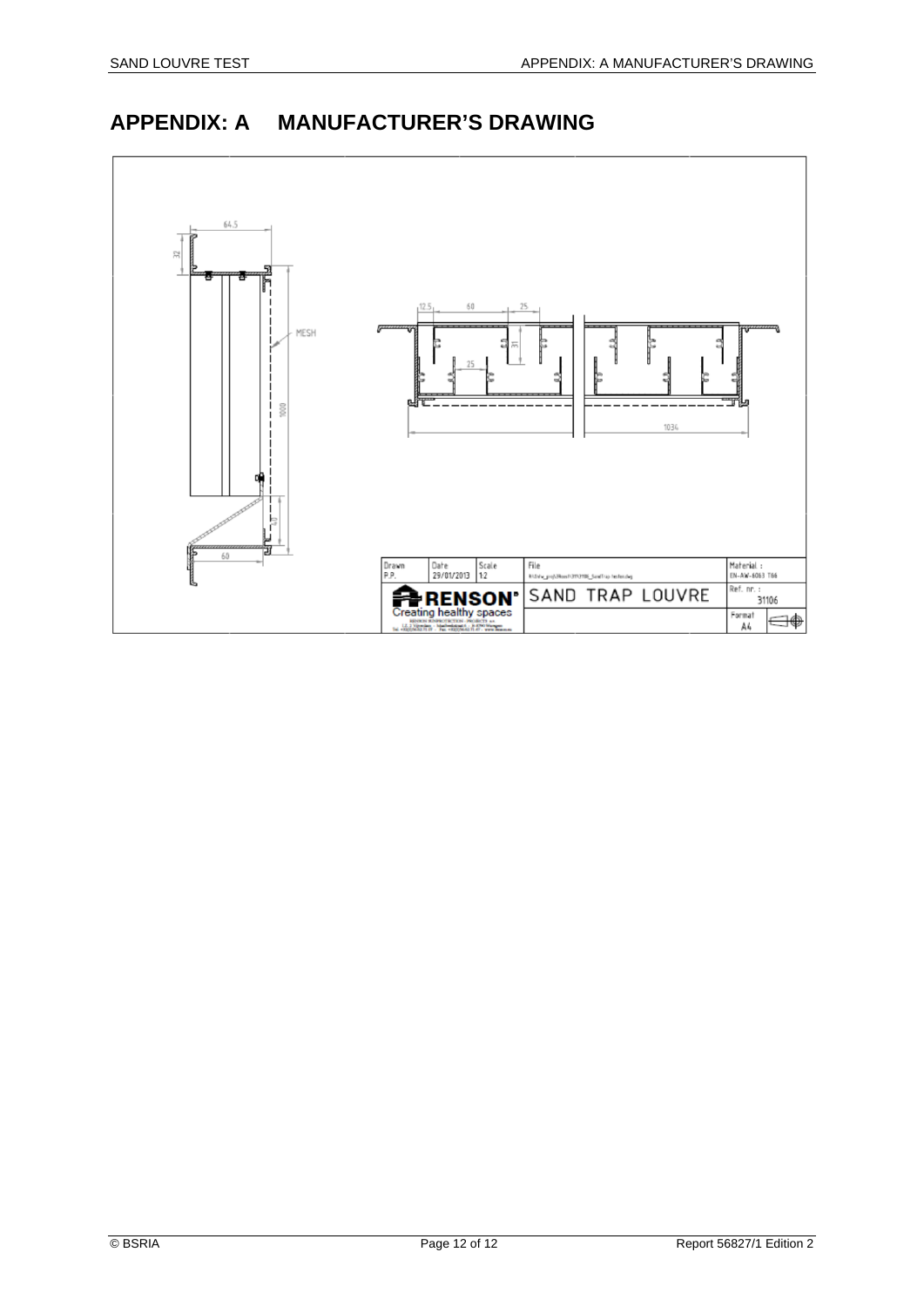# APPENDIX: A MANUFACTURER'S DRAWING

64.5

32

MESH

1000

40

60

12.5

60

25

31

25

1034

| | | | | |
|---|---|---|---|---|
| Drawn P.P. | Date 29/01/2013 | Scale 1:2 | File | Material : EN-AW-6063 T66 |
| RENSON® Creating healthy spaces | | | SAND TRAP LOUVRE | Ref. nr. : 31106 |
| | | | | Format A4 |